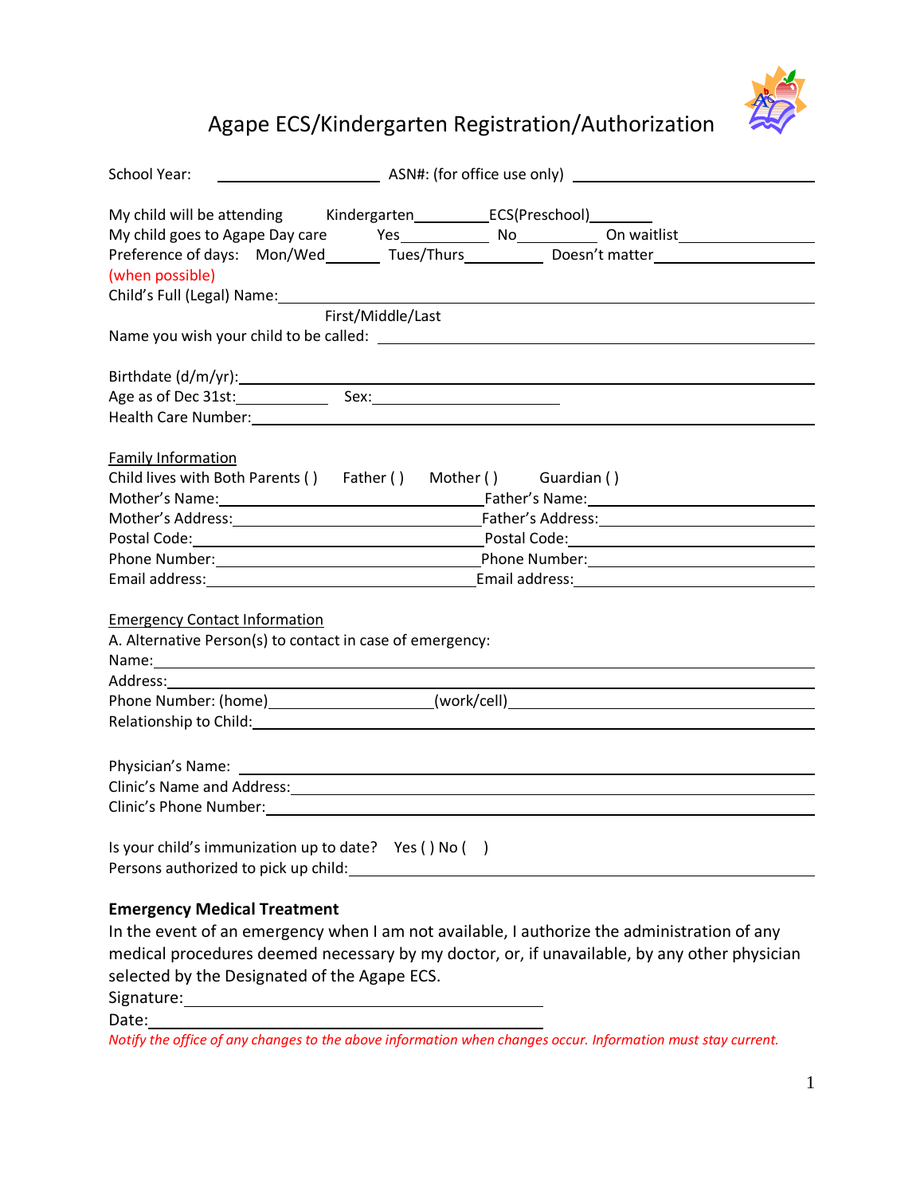# Agape ECS/Kindergarten Registration/Authorization

School Year: ____________________ ASN#: (for office use only) ____________________

My child will be attending Kindergarten__________ ECS(Preschool)________

My child goes to Agape Day care Yes__________ No__________ On waitlist________________

Preference of days: Mon/Wed_______ Tues/Thurs__________ Doesn't matter________________

(when possible)

Child's Full (Legal) Name:____________________________________________________________

First/Middle/Last

Name you wish your child to be called: ____________________________________________

Birthdate (d/m/yr):____________________________________________________________

Age as of Dec 31st:___________ Sex:_______________________

Health Care Number:____________________________________________________________

Family Information

Child lives with Both Parents ( ) Father ( ) Mother ( ) Guardian ( )

Mother's Name:______________________________ Father's Name:______________________________

Mother's Address:____________________________ Father's Address:____________________________

Postal Code:________________________________ Postal Code:________________________________

Phone Number:______________________________ Phone Number:______________________________

Email address:______________________________ Email address:______________________________

Emergency Contact Information

A. Alternative Person(s) to contact in case of emergency:

Name:____________________________________________________________

Address:____________________________________________________________

Phone Number: (home)__________________ (work/cell)__________________________

Relationship to Child:____________________________________________________________

Physician's Name: ____________________________________________________________

Clinic's Name and Address:____________________________________________________________

Clinic's Phone Number:____________________________________________________________

Is your child's immunization up to date? Yes ( ) No ( )

Persons authorized to pick up child:____________________________________________________________

**Emergency Medical Treatment**

In the event of an emergency when I am not available, I authorize the administration of any medical procedures deemed necessary by my doctor, or, if unavailable, by any other physician selected by the Designated of the Agape ECS.

Signature:______________________________

Date:__________________________________

*Notify the office of any changes to the above information when changes occur. Information must stay current.*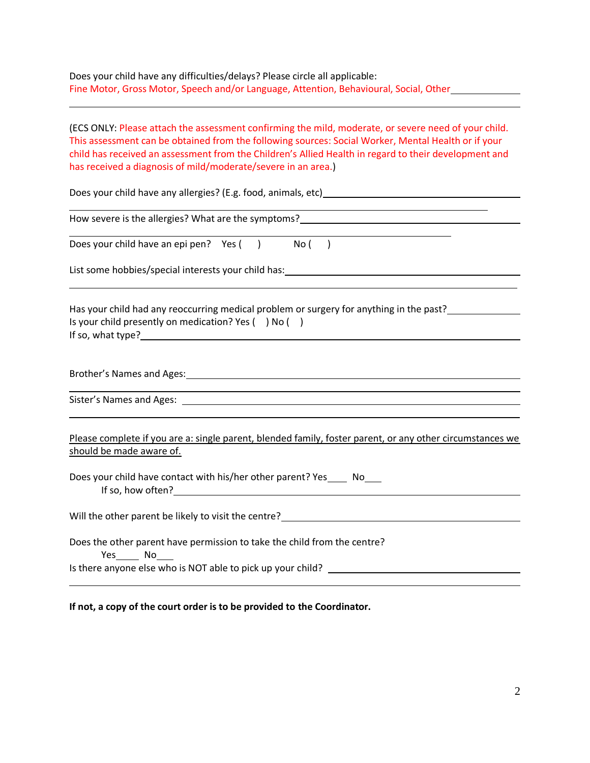Does your child have any difficulties/delays? Please circle all applicable:
Fine Motor, Gross Motor, Speech and/or Language, Attention, Behavioural, Social, Other\_\_\_\_\_\_\_\_\_\_\_\_\_\_

\_\_\_\_\_\_\_\_\_\_\_\_\_\_\_\_\_\_\_\_\_\_\_\_\_\_\_\_\_\_\_\_\_\_\_\_\_\_\_\_\_\_\_\_\_\_\_\_\_\_\_\_\_\_\_\_\_\_\_\_\_\_\_\_\_\_\_\_\_\_\_\_\_\_\_\_\_\_

(ECS ONLY: Please attach the assessment confirming the mild, moderate, or severe need of your child. This assessment can be obtained from the following sources: Social Worker, Mental Health or if your child has received an assessment from the Children's Allied Health in regard to their development and has received a diagnosis of mild/moderate/severe in an area.)

Does your child have any allergies? (E.g. food, animals, etc)\_\_\_\_\_\_\_\_\_\_\_\_\_\_\_\_\_\_\_\_\_\_\_\_\_\_\_\_\_\_\_\_\_\_

\_\_\_\_\_\_\_\_\_\_\_\_\_\_\_\_\_\_\_\_\_\_\_\_\_\_\_\_\_\_\_\_\_\_\_\_\_\_\_\_\_\_\_\_\_\_\_\_\_\_\_\_\_\_\_\_\_\_\_\_\_\_\_\_\_\_\_\_\_\_\_\_\_

How severe is the allergies? What are the symptoms?\_\_\_\_\_\_\_\_\_\_\_\_\_\_\_\_\_\_\_\_\_\_\_\_\_\_\_\_\_\_\_\_\_\_\_\_\_\_

\_\_\_\_\_\_\_\_\_\_\_\_\_\_\_\_\_\_\_\_\_\_\_\_\_\_\_\_\_\_\_\_\_\_\_\_\_\_\_\_\_\_\_\_\_\_\_\_\_\_\_\_\_\_\_\_\_\_\_\_\_\_\_\_\_\_

Does your child have an epi pen? Yes (   ) No (   )

List some hobbies/special interests your child has:\_\_\_\_\_\_\_\_\_\_\_\_\_\_\_\_\_\_\_\_\_\_\_\_\_\_\_\_\_\_\_\_\_\_\_\_\_\_\_\_\_

\_\_\_\_\_\_\_\_\_\_\_\_\_\_\_\_\_\_\_\_\_\_\_\_\_\_\_\_\_\_\_\_\_\_\_\_\_\_\_\_\_\_\_\_\_\_\_\_\_\_\_\_\_\_\_\_\_\_\_\_\_\_\_\_\_\_\_\_\_\_\_\_\_\_\_\_\_

Has your child had any reoccurring medical problem or surgery for anything in the past?\_\_\_\_\_\_\_\_\_\_\_\_\_\_
Is your child presently on medication? Yes (   ) No (   )
If so, what type?\_\_\_\_\_\_\_\_\_\_\_\_\_\_\_\_\_\_\_\_\_\_\_\_\_\_\_\_\_\_\_\_\_\_\_\_\_\_\_\_\_\_\_\_\_\_\_\_\_\_\_\_\_\_\_\_\_\_\_\_\_\_\_\_\_\_\_

Brother's Names and Ages:\_\_\_\_\_\_\_\_\_\_\_\_\_\_\_\_\_\_\_\_\_\_\_\_\_\_\_\_\_\_\_\_\_\_\_\_\_\_\_\_\_\_\_\_\_\_\_\_\_\_\_\_\_\_\_\_\_\_\_\_

\_\_\_\_\_\_\_\_\_\_\_\_\_\_\_\_\_\_\_\_\_\_\_\_\_\_\_\_\_\_\_\_\_\_\_\_\_\_\_\_\_\_\_\_\_\_\_\_\_\_\_\_\_\_\_\_\_\_\_\_\_\_\_\_\_\_\_\_\_\_\_\_\_\_\_\_\_\_

Sister's Names and Ages: \_\_\_\_\_\_\_\_\_\_\_\_\_\_\_\_\_\_\_\_\_\_\_\_\_\_\_\_\_\_\_\_\_\_\_\_\_\_\_\_\_\_\_\_\_\_\_\_\_\_\_\_\_\_\_\_\_\_\_\_\_

\_\_\_\_\_\_\_\_\_\_\_\_\_\_\_\_\_\_\_\_\_\_\_\_\_\_\_\_\_\_\_\_\_\_\_\_\_\_\_\_\_\_\_\_\_\_\_\_\_\_\_\_\_\_\_\_\_\_\_\_\_\_\_\_\_\_\_\_\_\_\_\_\_\_\_\_\_\_

<u>Please complete if you are a: single parent, blended family, foster parent, or any other circumstances we should be made aware of.</u>

Does your child have contact with his/her other parent? Yes\_\_\_\_ No\_\_\_\_
If so, how often?\_\_\_\_\_\_\_\_\_\_\_\_\_\_\_\_\_\_\_\_\_\_\_\_\_\_\_\_\_\_\_\_\_\_\_\_\_\_\_\_\_\_\_\_\_\_\_\_\_\_\_\_\_\_\_\_\_\_\_\_\_\_

Will the other parent be likely to visit the centre?\_\_\_\_\_\_\_\_\_\_\_\_\_\_\_\_\_\_\_\_\_\_\_\_\_\_\_\_\_\_\_\_\_\_\_\_\_\_\_

Does the other parent have permission to take the child from the centre?
Yes\_\_\_\_\_ No\_\_\_\_
Is there anyone else who is NOT able to pick up your child? \_\_\_\_\_\_\_\_\_\_\_\_\_\_\_\_\_\_\_\_\_\_\_\_\_\_\_\_\_\_

\_\_\_\_\_\_\_\_\_\_\_\_\_\_\_\_\_\_\_\_\_\_\_\_\_\_\_\_\_\_\_\_\_\_\_\_\_\_\_\_\_\_\_\_\_\_\_\_\_\_\_\_\_\_\_\_\_\_\_\_\_\_\_\_\_\_\_\_\_\_\_\_\_\_\_\_\_\_

**If not, a copy of the court order is to be provided to the Coordinator.**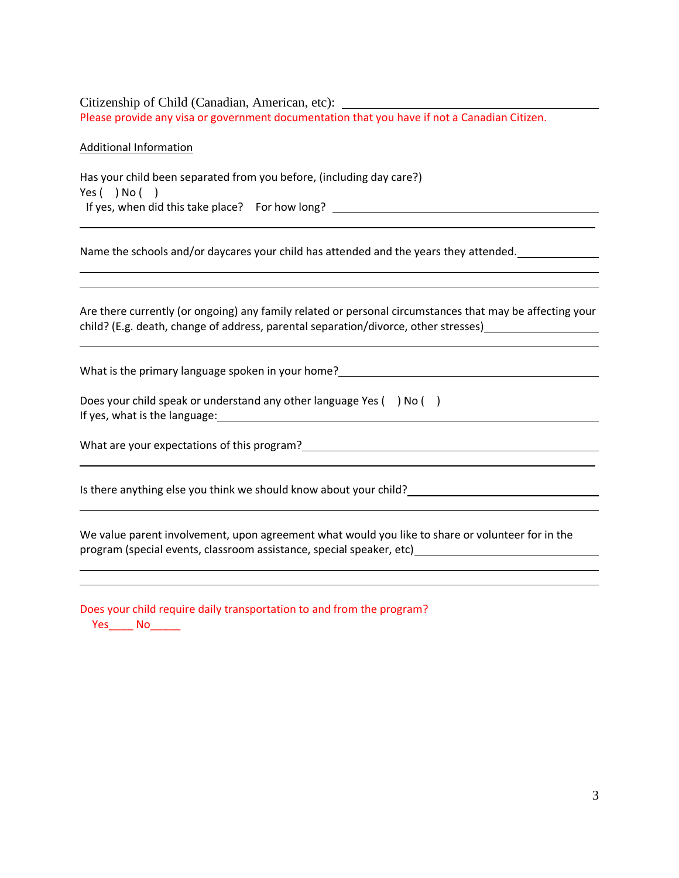Citizenship of Child (Canadian, American, etc): ______________________________

Please provide any visa or government documentation that you have if not a Canadian Citizen.

Additional Information

Has your child been separated from you before, (including day care?)
Yes (   ) No (   )
If yes, when did this take place? For how long? ______________________________

________________________________________________________________________

Name the schools and/or daycares your child has attended and the years they attended. __________

________________________________________________________________________

________________________________________________________________________

Are there currently (or ongoing) any family related or personal circumstances that may be affecting your child? (E.g. death, change of address, parental separation/divorce, other stresses) __________

________________________________________________________________________

What is the primary language spoken in your home? ______________________________

Does your child speak or understand any other language Yes (   ) No (   )
If yes, what is the language: ______________________________

What are your expectations of this program? ______________________________

________________________________________________________________________

Is there anything else you think we should know about your child? ______________________________

________________________________________________________________________

We value parent involvement, upon agreement what would you like to share or volunteer for in the program (special events, classroom assistance, special speaker, etc) __________

________________________________________________________________________

________________________________________________________________________

Does your child require daily transportation to and from the program?
Yes____ No_____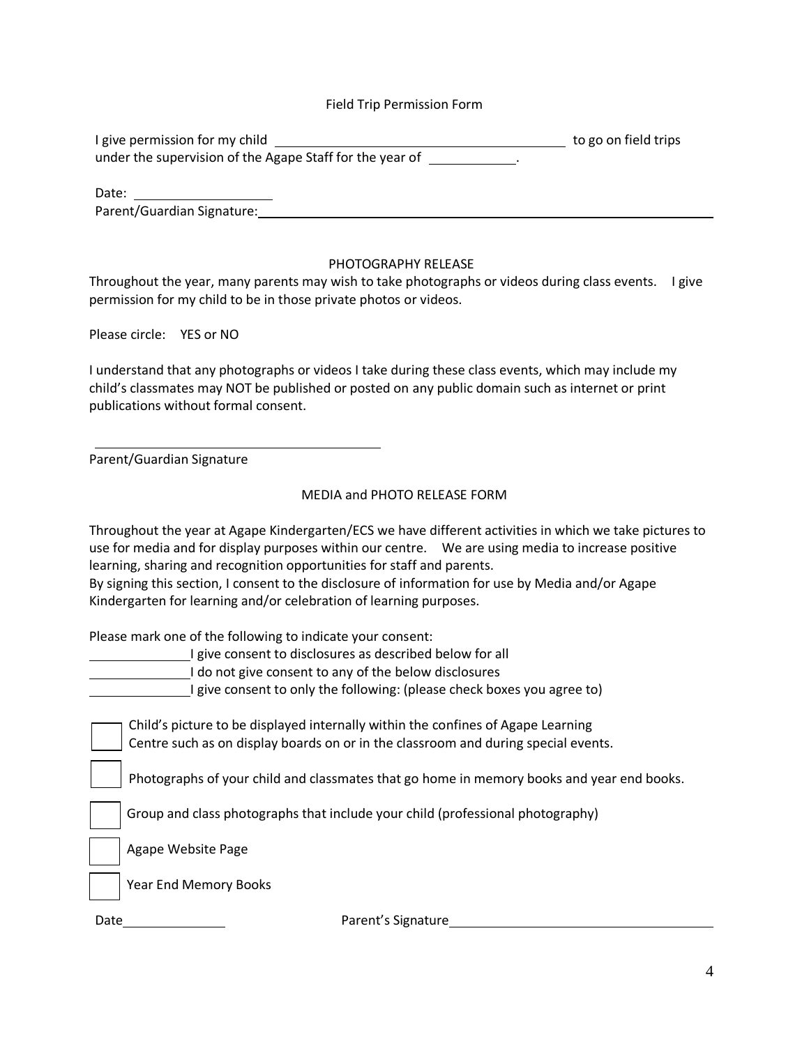## Field Trip Permission Form

I give permission for my child ________________________________________ to go on field trips under the supervision of the Agape Staff for the year of ____________.

Date: ____________________

Parent/Guardian Signature: ________________________________________________

## PHOTOGRAPHY RELEASE

Throughout the year, many parents may wish to take photographs or videos during class events. I give permission for my child to be in those private photos or videos.

Please circle: YES or NO

I understand that any photographs or videos I take during these class events, which may include my child's classmates may NOT be published or posted on any public domain such as internet or print publications without formal consent.

________________________________________

Parent/Guardian Signature

## MEDIA and PHOTO RELEASE FORM

Throughout the year at Agape Kindergarten/ECS we have different activities in which we take pictures to use for media and for display purposes within our centre. We are using media to increase positive learning, sharing and recognition opportunities for staff and parents.

By signing this section, I consent to the disclosure of information for use by Media and/or Agape Kindergarten for learning and/or celebration of learning purposes.

Please mark one of the following to indicate your consent:

______________ I give consent to disclosures as described below for all

______________ I do not give consent to any of the below disclosures

______________ I give consent to only the following: (please check boxes you agree to)

- [ ] Child's picture to be displayed internally within the confines of Agape Learning Centre such as on display boards on or in the classroom and during special events.
- [ ] Photographs of your child and classmates that go home in memory books and year end books.
- [ ] Group and class photographs that include your child (professional photography)
- [ ] Agape Website Page
- [ ] Year End Memory Books

Date______________ Parent's Signature____________________________________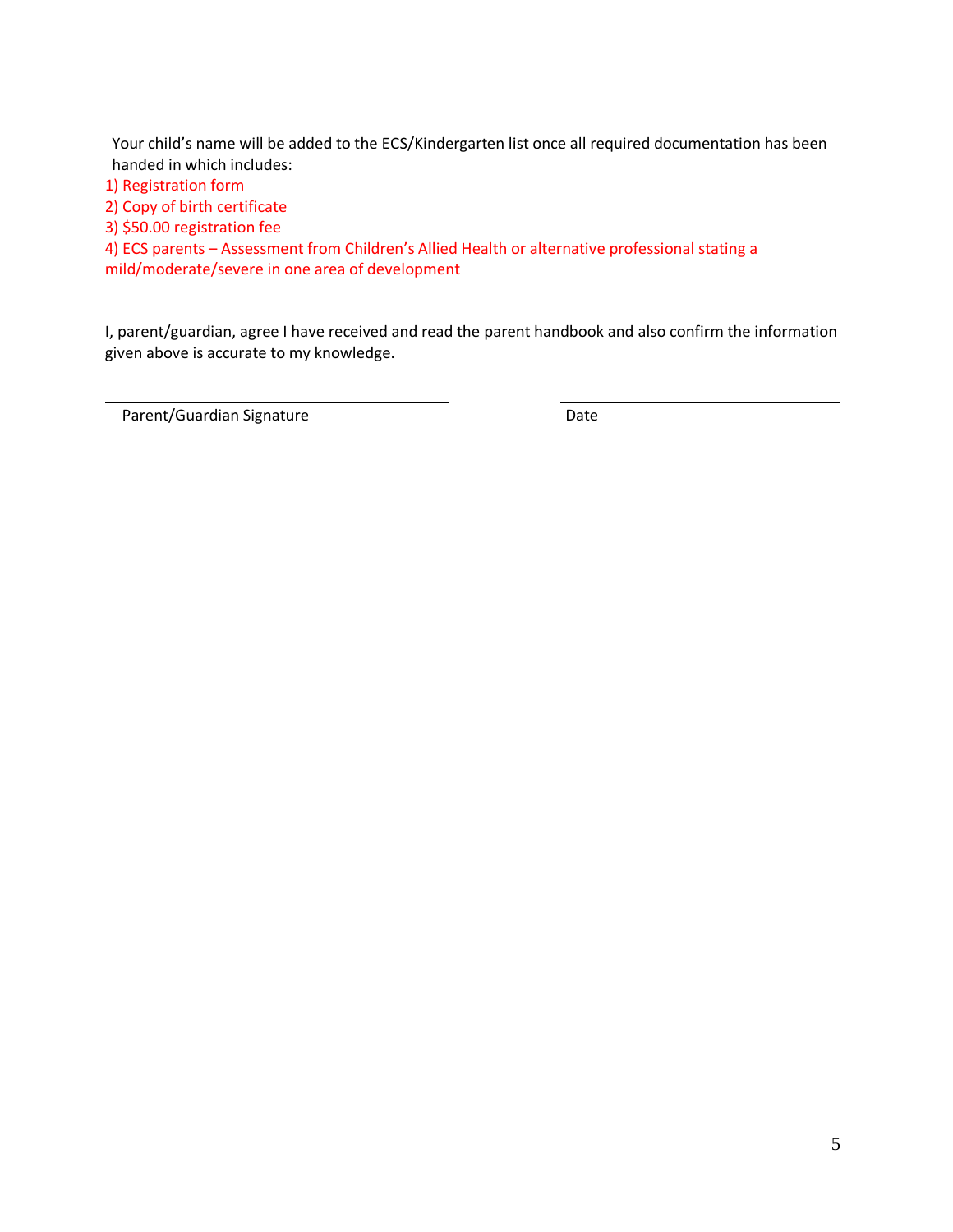Your child's name will be added to the ECS/Kindergarten list once all required documentation has been handed in which includes:

1) Registration form
2) Copy of birth certificate
3) $50.00 registration fee
4) ECS parents – Assessment from Children's Allied Health or alternative professional stating a mild/moderate/severe in one area of development

I, parent/guardian, agree I have received and read the parent handbook and also confirm the information given above is accurate to my knowledge.

\_\_\_\_\_\_\_\_\_\_\_\_\_\_\_\_\_\_\_\_\_\_\_\_\_\_\_\_\_\_ \_\_\_\_\_\_\_\_\_\_\_\_\_\_\_\_\_\_\_\_\_\_\_\_

Parent/Guardian Signature Date